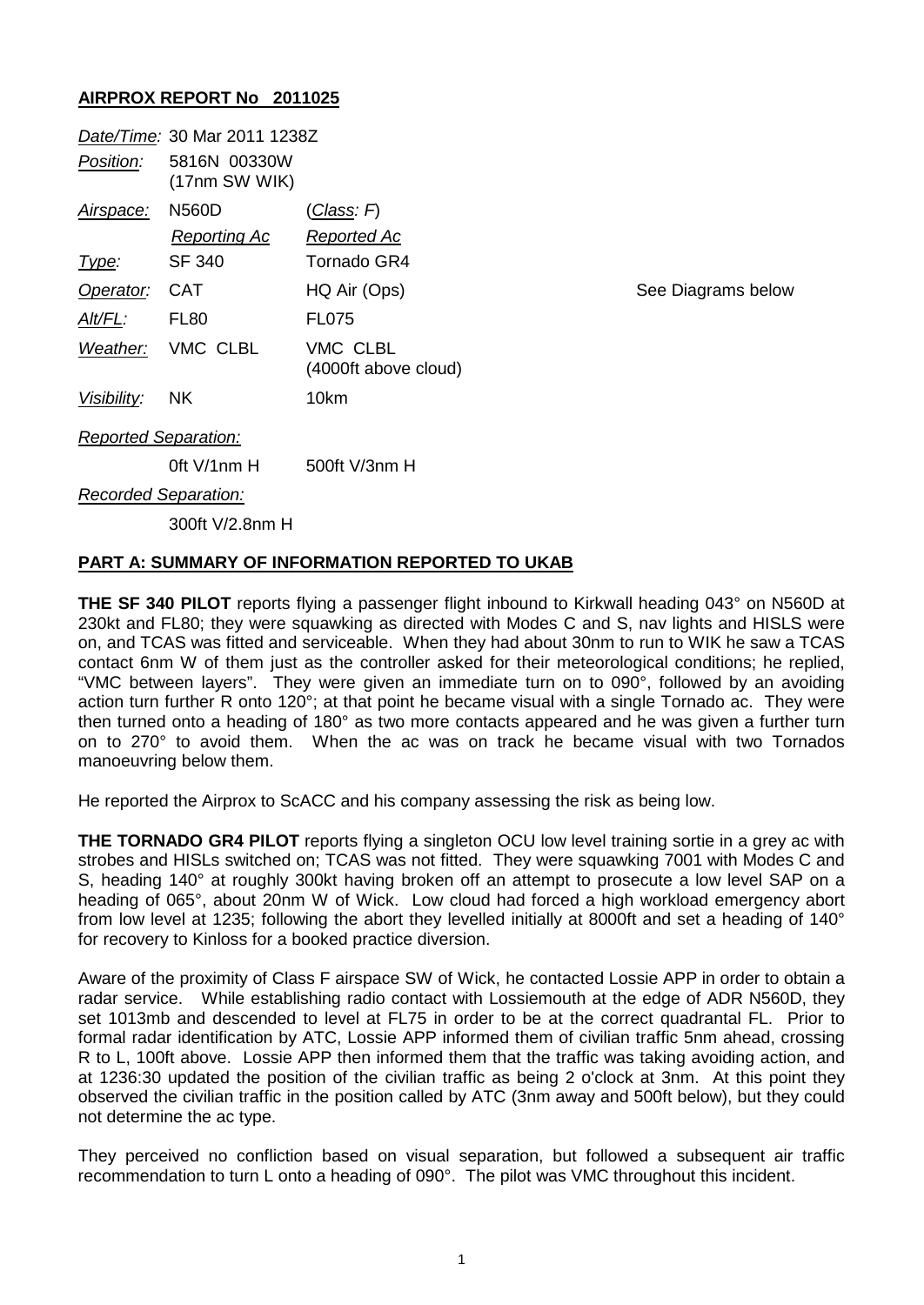## AIRPROX REPORT No 2011025

| | | | |
|---|---|---|---|
| *Date/Time:* | 30 Mar 2011 1238Z | | |
| *Position:* | 5816N 00330W (17nm SW WIK) | | |
| *Airspace:* | N560D | (*Class: F*) | |
| | *Reporting Ac* | *Reported Ac* | |
| *Type:* | SF 340 | Tornado GR4 | |
| *Operator:* | CAT | HQ Air (Ops) | See Diagrams below |
| *Alt/FL:* | FL80 | FL075 | |
| *Weather:* | VMC CLBL | VMC CLBL (4000ft above cloud) | |
| *Visibility:* | NK | 10km | |
| *Reported Separation:* | | | |
| | 0ft V/1nm H | 500ft V/3nm H | |
| *Recorded Separation:* | | | |
| | 300ft V/2.8nm H | | |

### PART A: SUMMARY OF INFORMATION REPORTED TO UKAB

**THE SF 340 PILOT** reports flying a passenger flight inbound to Kirkwall heading 043° on N560D at 230kt and FL80; they were squawking as directed with Modes C and S, nav lights and HISLS were on, and TCAS was fitted and serviceable. When they had about 30nm to run to WIK he saw a TCAS contact 6nm W of them just as the controller asked for their meteorological conditions; he replied, "VMC between layers". They were given an immediate turn on to 090°, followed by an avoiding action turn further R onto 120°; at that point he became visual with a single Tornado ac. They were then turned onto a heading of 180° as two more contacts appeared and he was given a further turn on to 270° to avoid them. When the ac was on track he became visual with two Tornados manoeuvring below them.

He reported the Airprox to ScACC and his company assessing the risk as being low.

**THE TORNADO GR4 PILOT** reports flying a singleton OCU low level training sortie in a grey ac with strobes and HISLs switched on; TCAS was not fitted. They were squawking 7001 with Modes C and S, heading 140° at roughly 300kt having broken off an attempt to prosecute a low level SAP on a heading of 065°, about 20nm W of Wick. Low cloud had forced a high workload emergency abort from low level at 1235; following the abort they levelled initially at 8000ft and set a heading of 140° for recovery to Kinloss for a booked practice diversion.

Aware of the proximity of Class F airspace SW of Wick, he contacted Lossie APP in order to obtain a radar service. While establishing radio contact with Lossiemouth at the edge of ADR N560D, they set 1013mb and descended to level at FL75 in order to be at the correct quadrantal FL. Prior to formal radar identification by ATC, Lossie APP informed them of civilian traffic 5nm ahead, crossing R to L, 100ft above. Lossie APP then informed them that the traffic was taking avoiding action, and at 1236:30 updated the position of the civilian traffic as being 2 o'clock at 3nm. At this point they observed the civilian traffic in the position called by ATC (3nm away and 500ft below), but they could not determine the ac type.

They perceived no confliction based on visual separation, but followed a subsequent air traffic recommendation to turn L onto a heading of 090°. The pilot was VMC throughout this incident.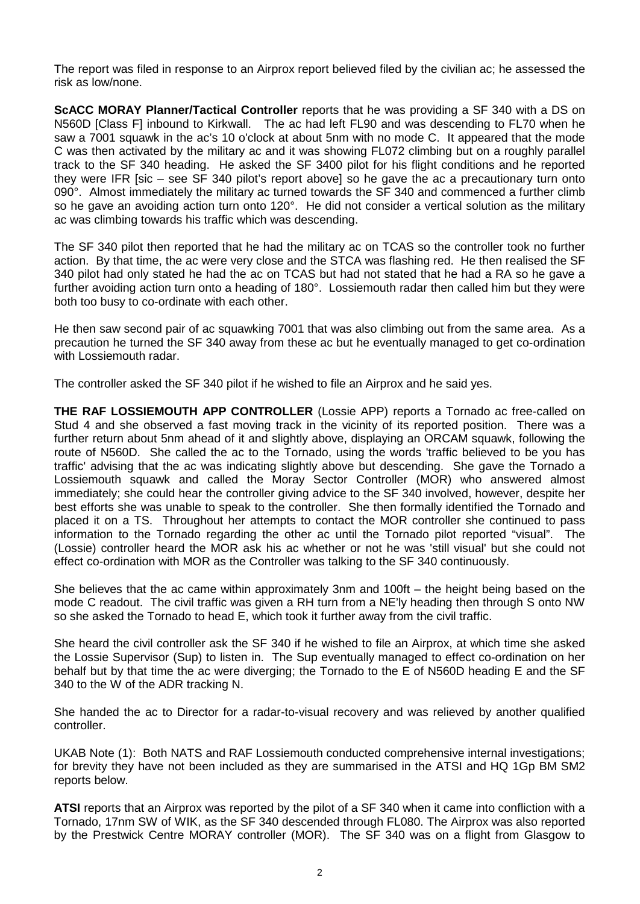The report was filed in response to an Airprox report believed filed by the civilian ac; he assessed the risk as low/none.

**ScACC MORAY Planner/Tactical Controller** reports that he was providing a SF 340 with a DS on N560D [Class F] inbound to Kirkwall. The ac had left FL90 and was descending to FL70 when he saw a 7001 squawk in the ac's 10 o'clock at about 5nm with no mode C. It appeared that the mode C was then activated by the military ac and it was showing FL072 climbing but on a roughly parallel track to the SF 340 heading. He asked the SF 3400 pilot for his flight conditions and he reported they were IFR [sic – see SF 340 pilot's report above] so he gave the ac a precautionary turn onto 090°. Almost immediately the military ac turned towards the SF 340 and commenced a further climb so he gave an avoiding action turn onto 120°. He did not consider a vertical solution as the military ac was climbing towards his traffic which was descending.

The SF 340 pilot then reported that he had the military ac on TCAS so the controller took no further action. By that time, the ac were very close and the STCA was flashing red. He then realised the SF 340 pilot had only stated he had the ac on TCAS but had not stated that he had a RA so he gave a further avoiding action turn onto a heading of 180°. Lossiemouth radar then called him but they were both too busy to co-ordinate with each other.

He then saw second pair of ac squawking 7001 that was also climbing out from the same area. As a precaution he turned the SF 340 away from these ac but he eventually managed to get co-ordination with Lossiemouth radar.

The controller asked the SF 340 pilot if he wished to file an Airprox and he said yes.

**THE RAF LOSSIEMOUTH APP CONTROLLER** (Lossie APP) reports a Tornado ac free-called on Stud 4 and she observed a fast moving track in the vicinity of its reported position. There was a further return about 5nm ahead of it and slightly above, displaying an ORCAM squawk, following the route of N560D. She called the ac to the Tornado, using the words 'traffic believed to be you has traffic' advising that the ac was indicating slightly above but descending. She gave the Tornado a Lossiemouth squawk and called the Moray Sector Controller (MOR) who answered almost immediately; she could hear the controller giving advice to the SF 340 involved, however, despite her best efforts she was unable to speak to the controller. She then formally identified the Tornado and placed it on a TS. Throughout her attempts to contact the MOR controller she continued to pass information to the Tornado regarding the other ac until the Tornado pilot reported "visual". The (Lossie) controller heard the MOR ask his ac whether or not he was 'still visual' but she could not effect co-ordination with MOR as the Controller was talking to the SF 340 continuously.

She believes that the ac came within approximately 3nm and 100ft – the height being based on the mode C readout. The civil traffic was given a RH turn from a NE'ly heading then through S onto NW so she asked the Tornado to head E, which took it further away from the civil traffic.

She heard the civil controller ask the SF 340 if he wished to file an Airprox, at which time she asked the Lossie Supervisor (Sup) to listen in. The Sup eventually managed to effect co-ordination on her behalf but by that time the ac were diverging; the Tornado to the E of N560D heading E and the SF 340 to the W of the ADR tracking N.

She handed the ac to Director for a radar-to-visual recovery and was relieved by another qualified controller.

UKAB Note (1): Both NATS and RAF Lossiemouth conducted comprehensive internal investigations; for brevity they have not been included as they are summarised in the ATSI and HQ 1Gp BM SM2 reports below.

**ATSI** reports that an Airprox was reported by the pilot of a SF 340 when it came into confliction with a Tornado, 17nm SW of WIK, as the SF 340 descended through FL080. The Airprox was also reported by the Prestwick Centre MORAY controller (MOR). The SF 340 was on a flight from Glasgow to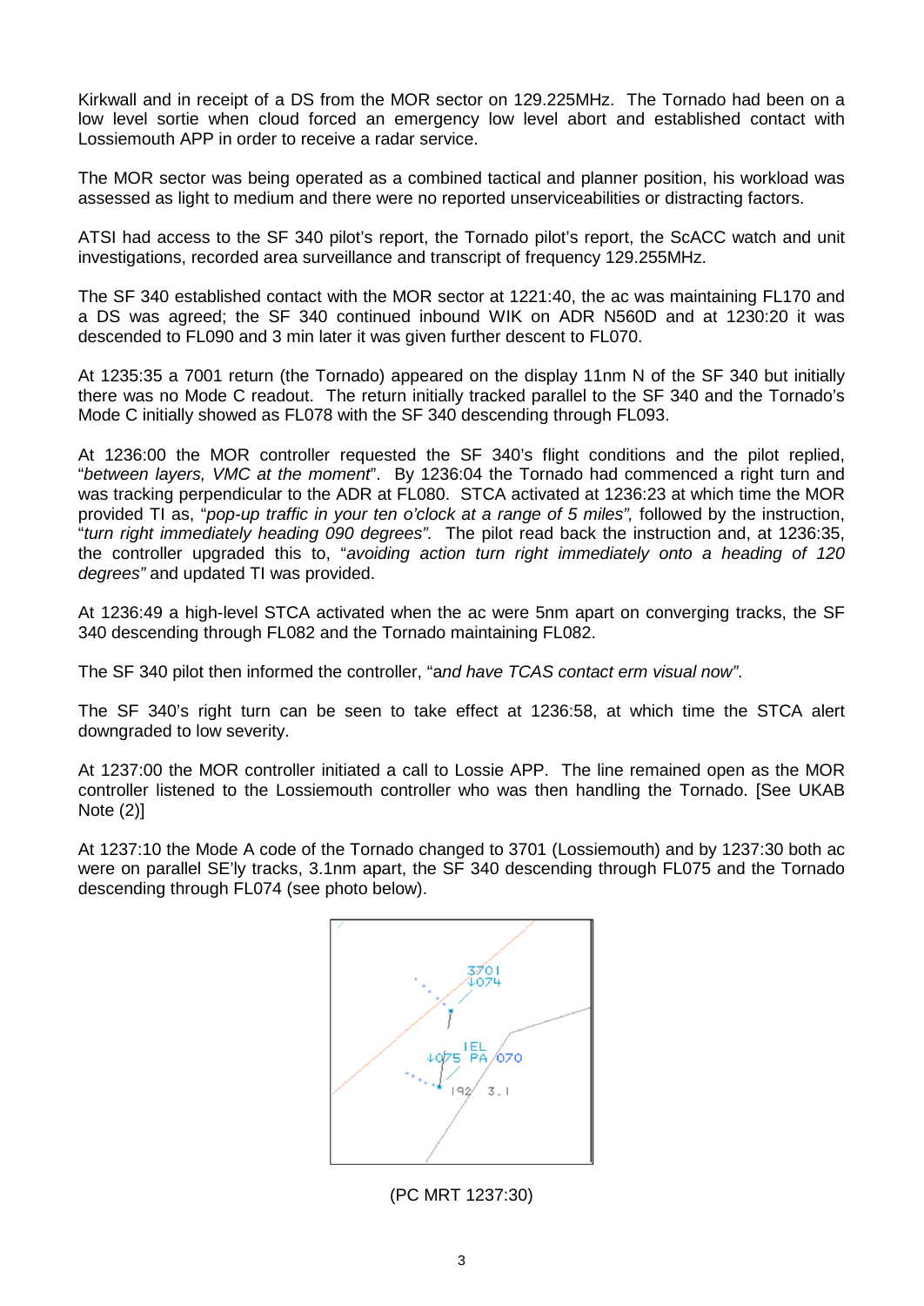Kirkwall and in receipt of a DS from the MOR sector on 129.225MHz. The Tornado had been on a low level sortie when cloud forced an emergency low level abort and established contact with Lossiemouth APP in order to receive a radar service.

The MOR sector was being operated as a combined tactical and planner position, his workload was assessed as light to medium and there were no reported unserviceabilities or distracting factors.

ATSI had access to the SF 340 pilot's report, the Tornado pilot's report, the ScACC watch and unit investigations, recorded area surveillance and transcript of frequency 129.255MHz.

The SF 340 established contact with the MOR sector at 1221:40, the ac was maintaining FL170 and a DS was agreed; the SF 340 continued inbound WIK on ADR N560D and at 1230:20 it was descended to FL090 and 3 min later it was given further descent to FL070.

At 1235:35 a 7001 return (the Tornado) appeared on the display 11nm N of the SF 340 but initially there was no Mode C readout. The return initially tracked parallel to the SF 340 and the Tornado's Mode C initially showed as FL078 with the SF 340 descending through FL093.

At 1236:00 the MOR controller requested the SF 340's flight conditions and the pilot replied, "*between layers, VMC at the moment*". By 1236:04 the Tornado had commenced a right turn and was tracking perpendicular to the ADR at FL080. STCA activated at 1236:23 at which time the MOR provided TI as, "*pop-up traffic in your ten o'clock at a range of 5 miles",* followed by the instruction, "*turn right immediately heading 090 degrees".* The pilot read back the instruction and, at 1236:35, the controller upgraded this to, "*avoiding action turn right immediately onto a heading of 120 degrees"* and updated TI was provided.

At 1236:49 a high-level STCA activated when the ac were 5nm apart on converging tracks, the SF 340 descending through FL082 and the Tornado maintaining FL082.

The SF 340 pilot then informed the controller, "*and have TCAS contact erm visual now".*

The SF 340's right turn can be seen to take effect at 1236:58, at which time the STCA alert downgraded to low severity.

At 1237:00 the MOR controller initiated a call to Lossie APP. The line remained open as the MOR controller listened to the Lossiemouth controller who was then handling the Tornado. [See UKAB Note (2)]

At 1237:10 the Mode A code of the Tornado changed to 3701 (Lossiemouth) and by 1237:30 both ac were on parallel SE'ly tracks, 3.1nm apart, the SF 340 descending through FL075 and the Tornado descending through FL074 (see photo below).

(PC MRT 1237:30)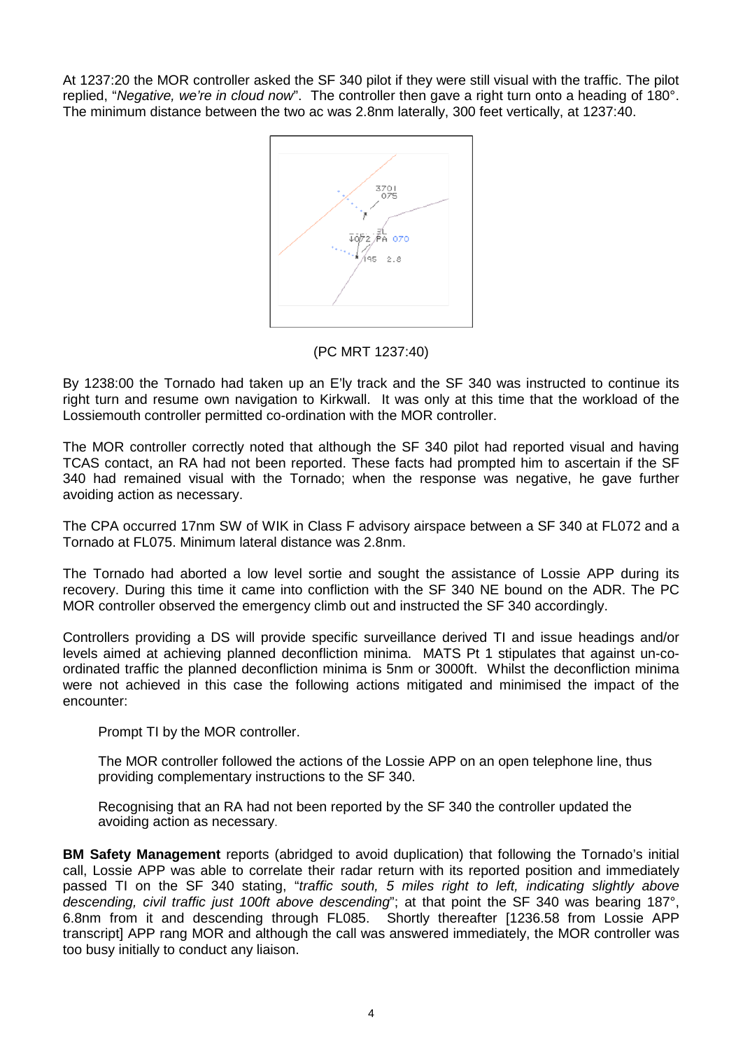At 1237:20 the MOR controller asked the SF 340 pilot if they were still visual with the traffic. The pilot replied, "*Negative, we're in cloud now*". The controller then gave a right turn onto a heading of 180°. The minimum distance between the two ac was 2.8nm laterally, 300 feet vertically, at 1237:40.

(PC MRT 1237:40)

By 1238:00 the Tornado had taken up an E'ly track and the SF 340 was instructed to continue its right turn and resume own navigation to Kirkwall. It was only at this time that the workload of the Lossiemouth controller permitted co-ordination with the MOR controller.

The MOR controller correctly noted that although the SF 340 pilot had reported visual and having TCAS contact, an RA had not been reported. These facts had prompted him to ascertain if the SF 340 had remained visual with the Tornado; when the response was negative, he gave further avoiding action as necessary.

The CPA occurred 17nm SW of WIK in Class F advisory airspace between a SF 340 at FL072 and a Tornado at FL075. Minimum lateral distance was 2.8nm.

The Tornado had aborted a low level sortie and sought the assistance of Lossie APP during its recovery. During this time it came into confliction with the SF 340 NE bound on the ADR. The PC MOR controller observed the emergency climb out and instructed the SF 340 accordingly.

Controllers providing a DS will provide specific surveillance derived TI and issue headings and/or levels aimed at achieving planned deconfliction minima. MATS Pt 1 stipulates that against un-co-ordinated traffic the planned deconfliction minima is 5nm or 3000ft. Whilst the deconfliction minima were not achieved in this case the following actions mitigated and minimised the impact of the encounter:

Prompt TI by the MOR controller.

The MOR controller followed the actions of the Lossie APP on an open telephone line, thus providing complementary instructions to the SF 340.

Recognising that an RA had not been reported by the SF 340 the controller updated the avoiding action as necessary.

**BM Safety Management** reports (abridged to avoid duplication) that following the Tornado's initial call, Lossie APP was able to correlate their radar return with its reported position and immediately passed TI on the SF 340 stating, "*traffic south, 5 miles right to left, indicating slightly above descending, civil traffic just 100ft above descending*"; at that point the SF 340 was bearing 187°, 6.8nm from it and descending through FL085. Shortly thereafter [1236.58 from Lossie APP transcript] APP rang MOR and although the call was answered immediately, the MOR controller was too busy initially to conduct any liaison.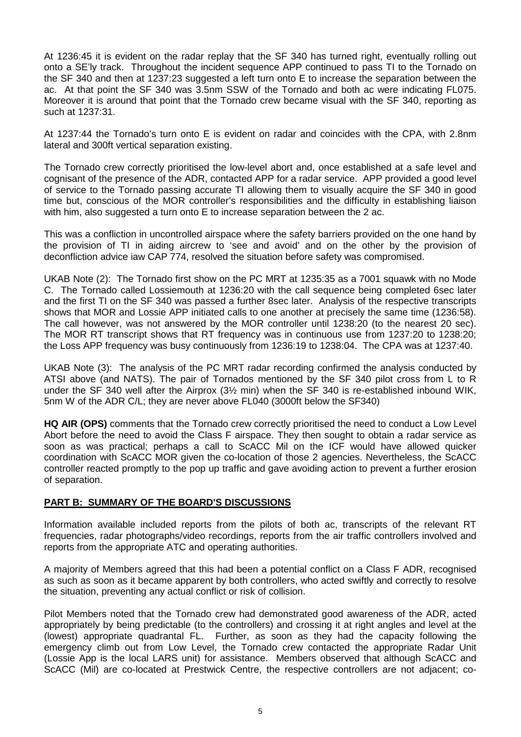At 1236:45 it is evident on the radar replay that the SF 340 has turned right, eventually rolling out onto a SE'ly track. Throughout the incident sequence APP continued to pass TI to the Tornado on the SF 340 and then at 1237:23 suggested a left turn onto E to increase the separation between the ac. At that point the SF 340 was 3.5nm SSW of the Tornado and both ac were indicating FL075. Moreover it is around that point that the Tornado crew became visual with the SF 340, reporting as such at 1237:31.

At 1237:44 the Tornado's turn onto E is evident on radar and coincides with the CPA, with 2.8nm lateral and 300ft vertical separation existing.

The Tornado crew correctly prioritised the low-level abort and, once established at a safe level and cognisant of the presence of the ADR, contacted APP for a radar service. APP provided a good level of service to the Tornado passing accurate TI allowing them to visually acquire the SF 340 in good time but, conscious of the MOR controller's responsibilities and the difficulty in establishing liaison with him, also suggested a turn onto E to increase separation between the 2 ac.

This was a confliction in uncontrolled airspace where the safety barriers provided on the one hand by the provision of TI in aiding aircrew to 'see and avoid' and on the other by the provision of deconfliction advice iaw CAP 774, resolved the situation before safety was compromised.

UKAB Note (2): The Tornado first show on the PC MRT at 1235:35 as a 7001 squawk with no Mode C. The Tornado called Lossiemouth at 1236:20 with the call sequence being completed 6sec later and the first TI on the SF 340 was passed a further 8sec later. Analysis of the respective transcripts shows that MOR and Lossie APP initiated calls to one another at precisely the same time (1236:58). The call however, was not answered by the MOR controller until 1238:20 (to the nearest 20 sec). The MOR RT transcript shows that RT frequency was in continuous use from 1237:20 to 1238:20; the Loss APP frequency was busy continuously from 1236:19 to 1238:04. The CPA was at 1237:40.

UKAB Note (3): The analysis of the PC MRT radar recording confirmed the analysis conducted by ATSI above (and NATS). The pair of Tornados mentioned by the SF 340 pilot cross from L to R under the SF 340 well after the Airprox (3½ min) when the SF 340 is re-established inbound WIK, 5nm W of the ADR C/L; they are never above FL040 (3000ft below the SF340)

**HQ AIR (OPS)** comments that the Tornado crew correctly prioritised the need to conduct a Low Level Abort before the need to avoid the Class F airspace. They then sought to obtain a radar service as soon as was practical; perhaps a call to ScACC Mil on the ICF would have allowed quicker coordination with ScACC MOR given the co-location of those 2 agencies. Nevertheless, the ScACC controller reacted promptly to the pop up traffic and gave avoiding action to prevent a further erosion of separation.

## PART B: SUMMARY OF THE BOARD'S DISCUSSIONS

Information available included reports from the pilots of both ac, transcripts of the relevant RT frequencies, radar photographs/video recordings, reports from the air traffic controllers involved and reports from the appropriate ATC and operating authorities.

A majority of Members agreed that this had been a potential conflict on a Class F ADR, recognised as such as soon as it became apparent by both controllers, who acted swiftly and correctly to resolve the situation, preventing any actual conflict or risk of collision.

Pilot Members noted that the Tornado crew had demonstrated good awareness of the ADR, acted appropriately by being predictable (to the controllers) and crossing it at right angles and level at the (lowest) appropriate quadrantal FL. Further, as soon as they had the capacity following the emergency climb out from Low Level, the Tornado crew contacted the appropriate Radar Unit (Lossie App is the local LARS unit) for assistance. Members observed that although ScACC and ScACC (Mil) are co-located at Prestwick Centre, the respective controllers are not adjacent; co-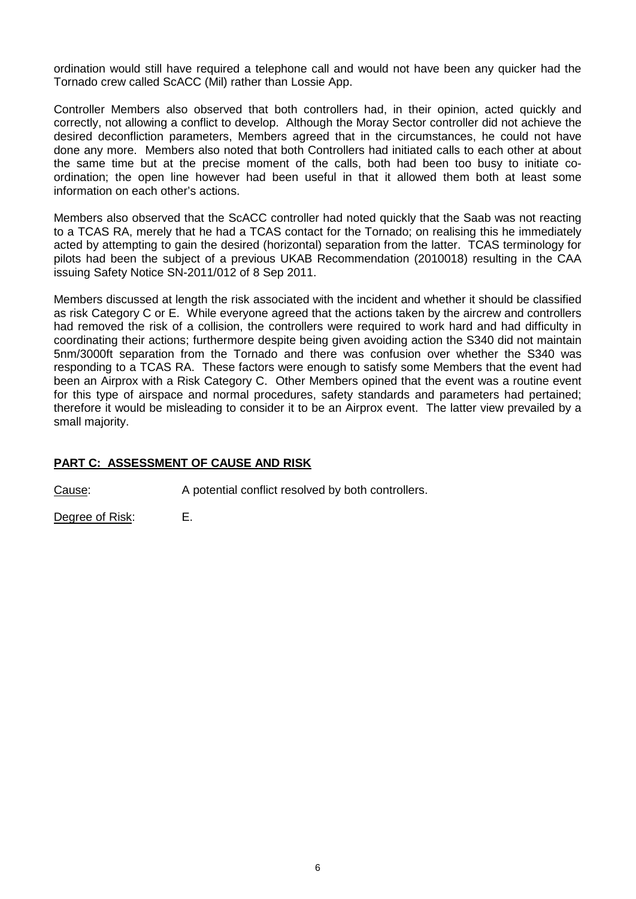ordination would still have required a telephone call and would not have been any quicker had the Tornado crew called ScACC (Mil) rather than Lossie App.

Controller Members also observed that both controllers had, in their opinion, acted quickly and correctly, not allowing a conflict to develop. Although the Moray Sector controller did not achieve the desired deconfliction parameters, Members agreed that in the circumstances, he could not have done any more. Members also noted that both Controllers had initiated calls to each other at about the same time but at the precise moment of the calls, both had been too busy to initiate co-ordination; the open line however had been useful in that it allowed them both at least some information on each other's actions.

Members also observed that the ScACC controller had noted quickly that the Saab was not reacting to a TCAS RA, merely that he had a TCAS contact for the Tornado; on realising this he immediately acted by attempting to gain the desired (horizontal) separation from the latter. TCAS terminology for pilots had been the subject of a previous UKAB Recommendation (2010018) resulting in the CAA issuing Safety Notice SN-2011/012 of 8 Sep 2011.

Members discussed at length the risk associated with the incident and whether it should be classified as risk Category C or E. While everyone agreed that the actions taken by the aircrew and controllers had removed the risk of a collision, the controllers were required to work hard and had difficulty in coordinating their actions; furthermore despite being given avoiding action the S340 did not maintain 5nm/3000ft separation from the Tornado and there was confusion over whether the S340 was responding to a TCAS RA. These factors were enough to satisfy some Members that the event had been an Airprox with a Risk Category C. Other Members opined that the event was a routine event for this type of airspace and normal procedures, safety standards and parameters had pertained; therefore it would be misleading to consider it to be an Airprox event. The latter view prevailed by a small majority.

## PART C: ASSESSMENT OF CAUSE AND RISK

Cause: A potential conflict resolved by both controllers.

Degree of Risk: E.